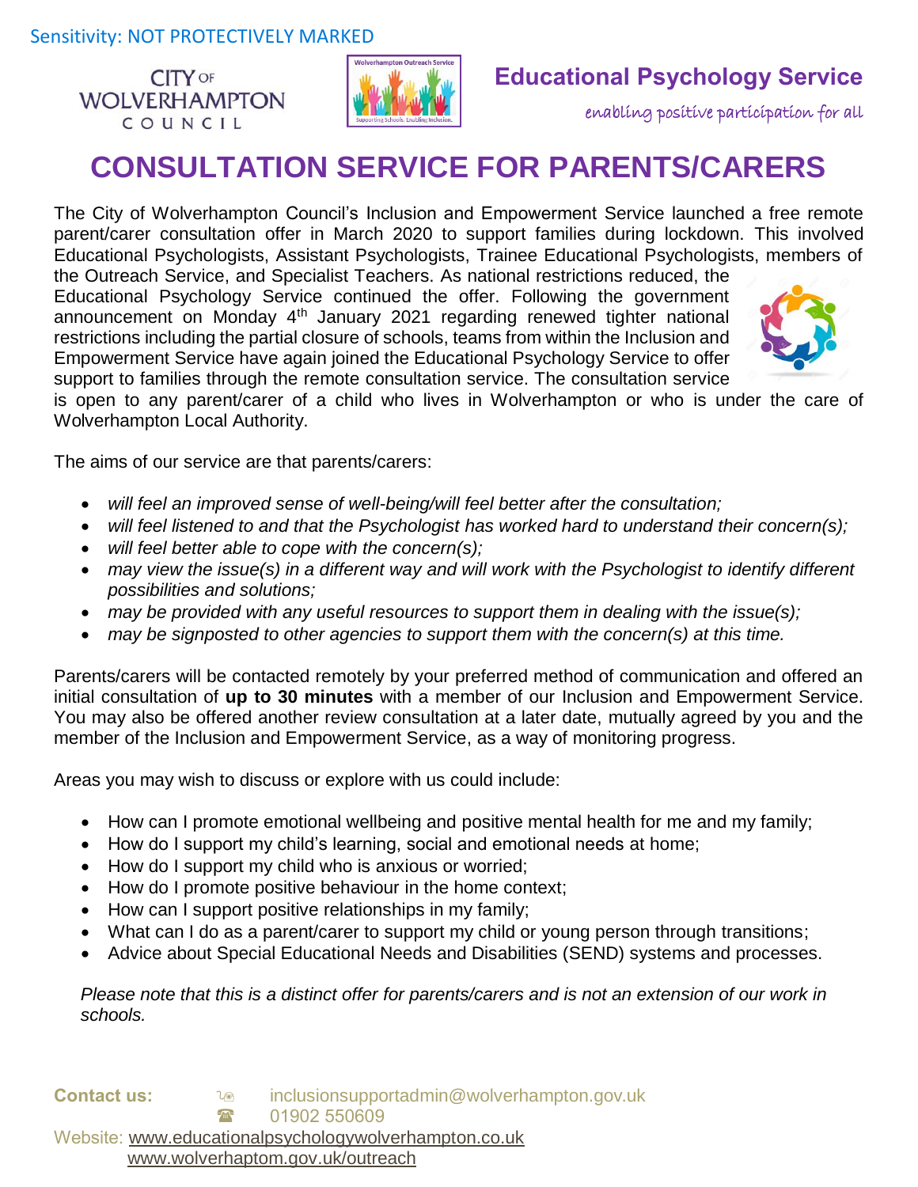Sensitivity: NOT PROTECTIVELY MARKED

CITY OF WOLVERHAMPTON COUNCIL

**Educational Psychology Service**

enabling positive participation for all

# CONSULTATION SERVICE FOR PARENTS/CARERS

The City of Wolverhampton Council's Inclusion and Empowerment Service launched a free remote parent/carer consultation offer in March 2020 to support families during lockdown. This involved Educational Psychologists, Assistant Psychologists, Trainee Educational Psychologists, members of the Outreach Service, and Specialist Teachers. As national restrictions reduced, the Educational Psychology Service continued the offer. Following the government announcement on Monday 4th January 2021 regarding renewed tighter national restrictions including the partial closure of schools, teams from within the Inclusion and Empowerment Service have again joined the Educational Psychology Service to offer support to families through the remote consultation service. The consultation service is open to any parent/carer of a child who lives in Wolverhampton or who is under the care of Wolverhampton Local Authority.

The aims of our service are that parents/carers:

- *will feel an improved sense of well-being/will feel better after the consultation;*
- *will feel listened to and that the Psychologist has worked hard to understand their concern(s);*
- *will feel better able to cope with the concern(s);*
- *may view the issue(s) in a different way and will work with the Psychologist to identify different possibilities and solutions;*
- *may be provided with any useful resources to support them in dealing with the issue(s);*
- *may be signposted to other agencies to support them with the concern(s) at this time.*

Parents/carers will be contacted remotely by your preferred method of communication and offered an initial consultation of **up to 30 minutes** with a member of our Inclusion and Empowerment Service. You may also be offered another review consultation at a later date, mutually agreed by you and the member of the Inclusion and Empowerment Service, as a way of monitoring progress.

Areas you may wish to discuss or explore with us could include:

- How can I promote emotional wellbeing and positive mental health for me and my family;
- How do I support my child's learning, social and emotional needs at home;
- How do I support my child who is anxious or worried;
- How do I promote positive behaviour in the home context;
- How can I support positive relationships in my family;
- What can I do as a parent/carer to support my child or young person through transitions;
- Advice about Special Educational Needs and Disabilities (SEND) systems and processes.

*Please note that this is a distinct offer for parents/carers and is not an extension of our work in schools.*

**Contact us:** inclusionsupportadmin@wolverhampton.gov.uk
01902 550609

Website: www.educationalpsychologywolverhampton.co.uk
www.wolverhaptom.gov.uk/outreach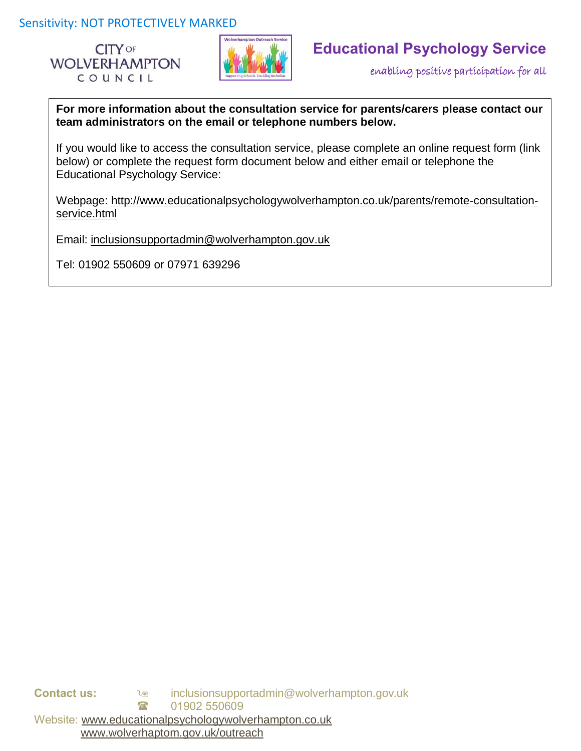**For more information about the consultation service for parents/carers please contact our team administrators on the email or telephone numbers below.**

If you would like to access the consultation service, please complete an online request form (link below) or complete the request form document below and either email or telephone the Educational Psychology Service:

Webpage: http://www.educationalpsychologywolverhampton.co.uk/parents/remote-consultation-service.html

Email: inclusionsupportadmin@wolverhampton.gov.uk

Tel: 01902 550609 or 07971 639296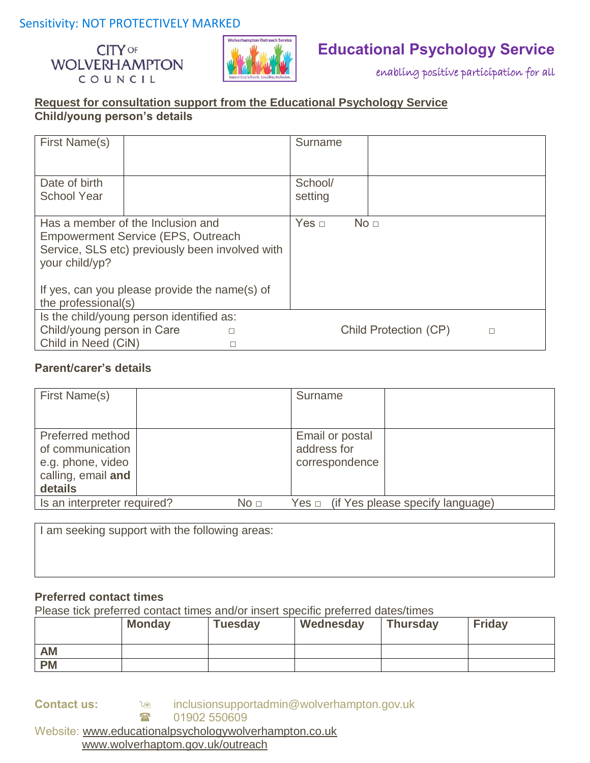Sensitivity: NOT PROTECTIVELY MARKED

CITY OF WOLVERHAMPTON COUNCIL

# Educational Psychology Service

*enabling positive participation for all*

## Request for consultation support from the Educational Psychology Service

**Child/young person's details**

| | | | |
|---|---|---|---|
| First Name(s) | | Surname | |
| Date of birth<br>School Year | | School/<br>setting | |
| Has a member of the Inclusion and Empowerment Service (EPS, Outreach Service, SLS etc) previously been involved with your child/yp?<br><br>If yes, can you please provide the name(s) of the professional(s) | | Yes □ No □ | |
| Is the child/young person identified as:<br>Child/young person in Care □<br>Child in Need (CiN) □ | | Child Protection (CP) □ | |

**Parent/carer's details**

| | | | |
|---|---|---|---|
| First Name(s) | | Surname | |
| Preferred method of communication e.g. phone, video calling, email **and details** | | Email or postal address for correspondence | |
| Is an interpreter required? | No □ | Yes □ (if Yes please specify language) | |

| |
|---|
| I am seeking support with the following areas: |

**Preferred contact times**

Please tick preferred contact times and/or insert specific preferred dates/times

| | Monday | Tuesday | Wednesday | Thursday | Friday |
|---|---|---|---|---|---|
| **AM** | | | | | |
| **PM** | | | | | |

**Contact us:** inclusionsupportadmin@wolverhampton.gov.uk
01902 550609

Website: www.educationalpsychologywolverhampton.co.uk
www.wolverhaptom.gov.uk/outreach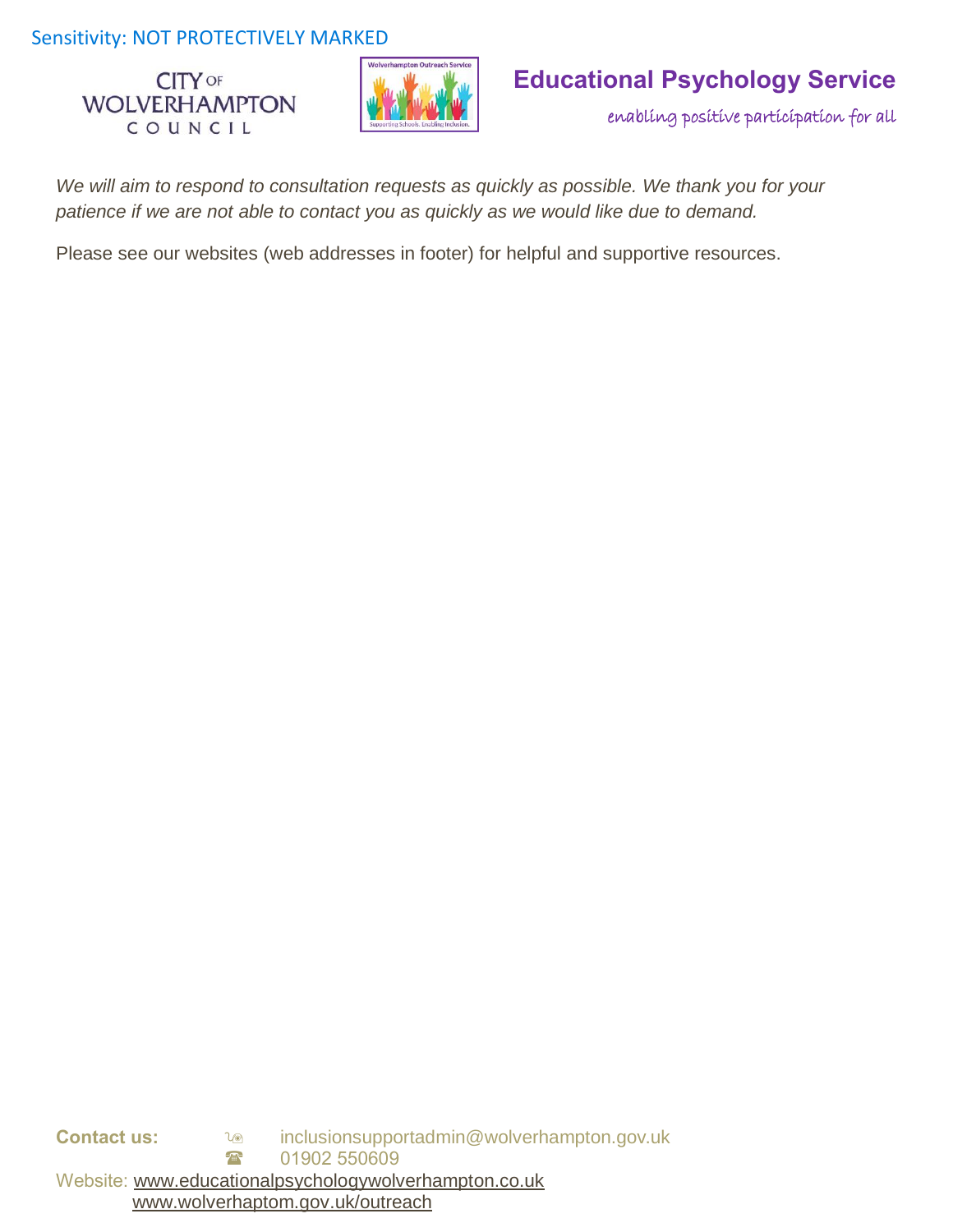*We will aim to respond to consultation requests as quickly as possible. We thank you for your patience if we are not able to contact you as quickly as we would like due to demand.*

Please see our websites (web addresses in footer) for helpful and supportive resources.